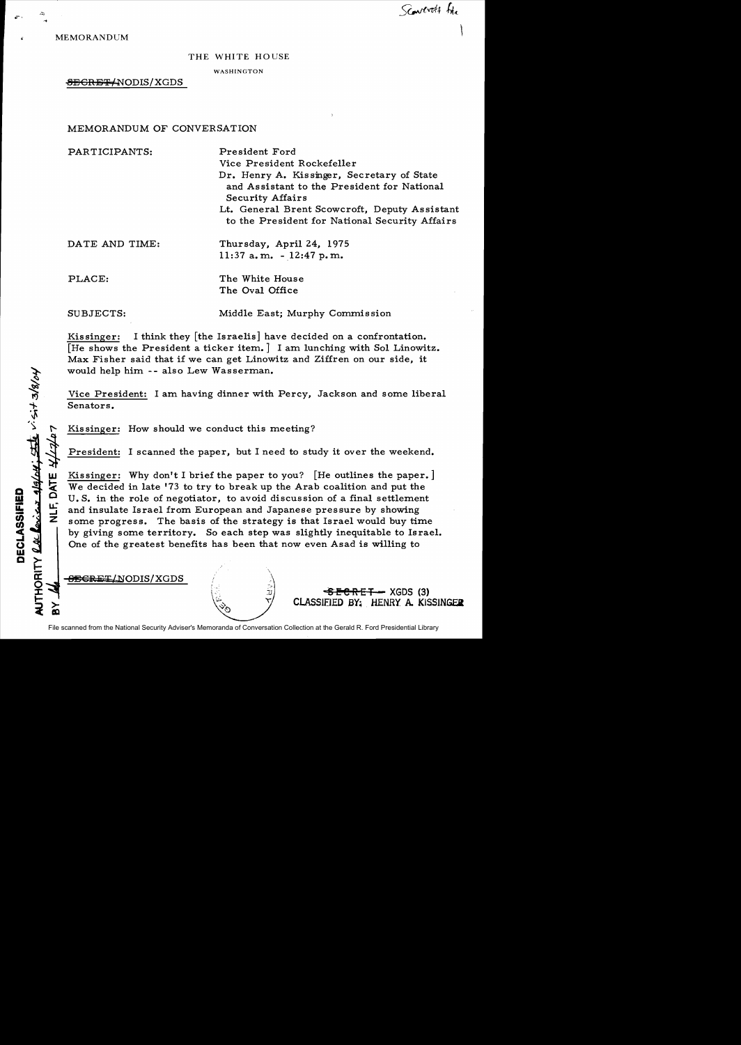Scowcroft file

MEMORANDUM

THE WHITE HOUSE

WASHINGTON

~~SECRET~~/NODIS/XGDS

MEMORANDUM OF CONVERSATION

PARTICIPANTS:

President Ford
Vice President Rockefeller
Dr. Henry A. Kissinger, Secretary of State and Assistant to the President for National Security Affairs
Lt. General Brent Scowcroft, Deputy Assistant to the President for National Security Affairs

DATE AND TIME: Thursday, April 24, 1975
11:37 a.m. - 12:47 p.m.

PLACE: The White House
The Oval Office

SUBJECTS: Middle East; Murphy Commission

Kissinger: I think they [the Israelis] have decided on a confrontation. [He shows the President a ticker item.] I am lunching with Sol Linowitz. Max Fisher said that if we can get Linowitz and Ziffren on our side, it would help him -- also Lew Wasserman.

Vice President: I am having dinner with Percy, Jackson and some liberal Senators.

Kissinger: How should we conduct this meeting?

President: I scanned the paper, but I need to study it over the weekend.

Kissinger: Why don't I brief the paper to you? [He outlines the paper.] We decided in late '73 to try to break up the Arab coalition and put the U.S. in the role of negotiator, to avoid discussion of a final settlement and insulate Israel from European and Japanese pressure by showing some progress. The basis of the strategy is that Israel would buy time by giving some territory. So each step was slightly inequitable to Israel. One of the greatest benefits has been that now even Asad is willing to

~~SECRET~~/NODIS/XGDS

~~SECRET~~ - XGDS (3)
CLASSIFIED BY: HENRY A. KISSINGER

DECLASSIFIED
AUTHORITY [handwritten] visit 3/8/04
BY [handwritten] NLF, DATE [handwritten]

File scanned from the National Security Adviser's Memoranda of Conversation Collection at the Gerald R. Ford Presidential Library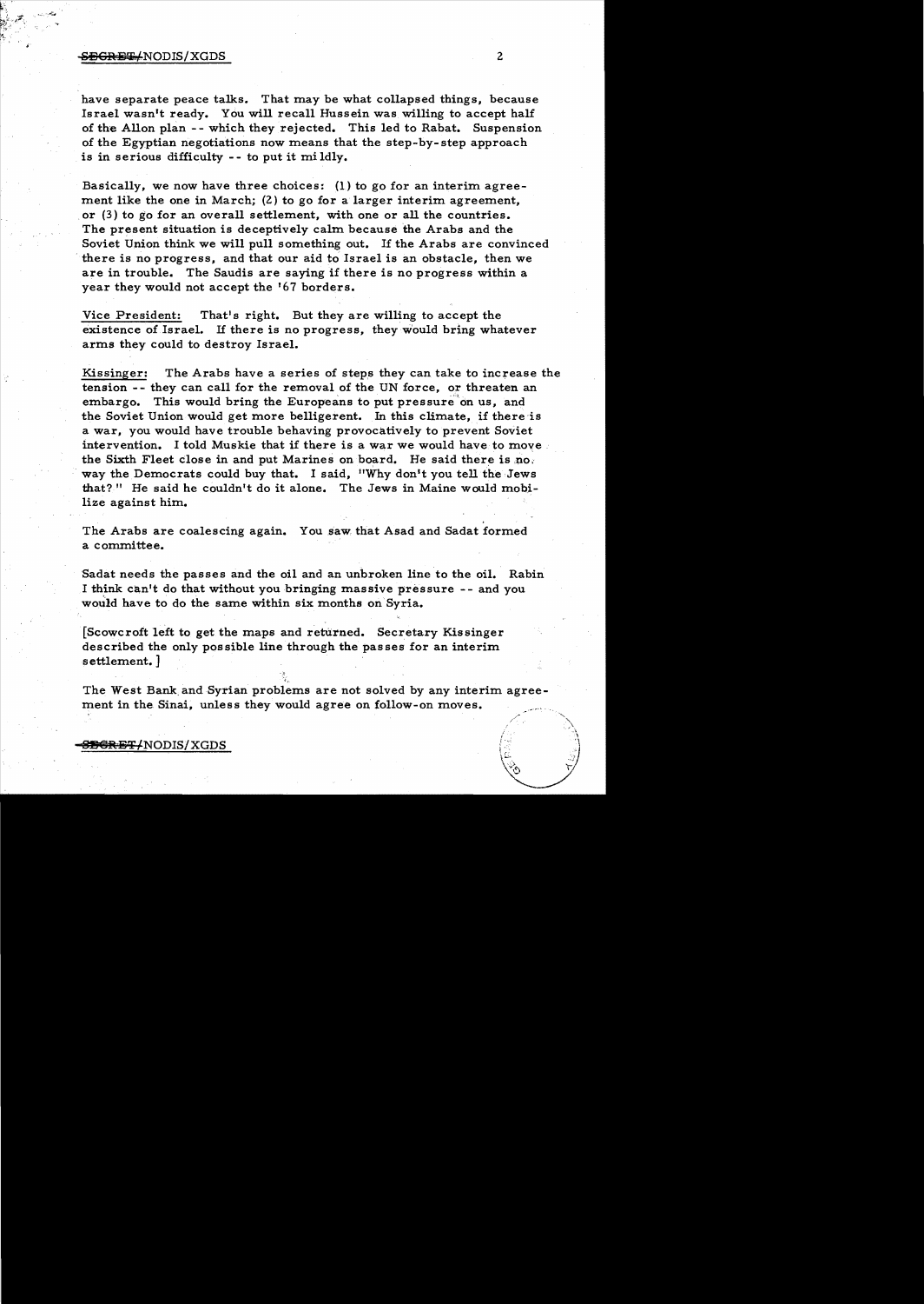have separate peace talks. That may be what collapsed things, because Israel wasn't ready. You will recall Hussein was willing to accept half of the Allon plan -- which they rejected. This led to Rabat. Suspension of the Egyptian negotiations now means that the step-by-step approach is in serious difficulty -- to put it mildly.

Basically, we now have three choices: (1) to go for an interim agreement like the one in March; (2) to go for a larger interim agreement, or (3) to go for an overall settlement, with one or all the countries. The present situation is deceptively calm because the Arabs and the Soviet Union think we will pull something out. If the Arabs are convinced there is no progress, and that our aid to Israel is an obstacle, then we are in trouble. The Saudis are saying if there is no progress within a year they would not accept the '67 borders.

Vice President: That's right. But they are willing to accept the existence of Israel. If there is no progress, they would bring whatever arms they could to destroy Israel.

Kissinger: The Arabs have a series of steps they can take to increase the tension -- they can call for the removal of the UN force, or threaten an embargo. This would bring the Europeans to put pressure on us, and the Soviet Union would get more belligerent. In this climate, if there is a war, you would have trouble behaving provocatively to prevent Soviet intervention. I told Muskie that if there is a war we would have to move the Sixth Fleet close in and put Marines on board. He said there is no way the Democrats could buy that. I said, "Why don't you tell the Jews that?" He said he couldn't do it alone. The Jews in Maine would mobilize against him.

The Arabs are coalescing again. You saw that Asad and Sadat formed a committee.

Sadat needs the passes and the oil and an unbroken line to the oil. Rabin I think can't do that without you bringing massive pressure -- and you would have to do the same within six months on Syria.

[Scowcroft left to get the maps and returned. Secretary Kissinger described the only possible line through the passes for an interim settlement.]

The West Bank and Syrian problems are not solved by any interim agreement in the Sinai, unless they would agree on follow-on moves.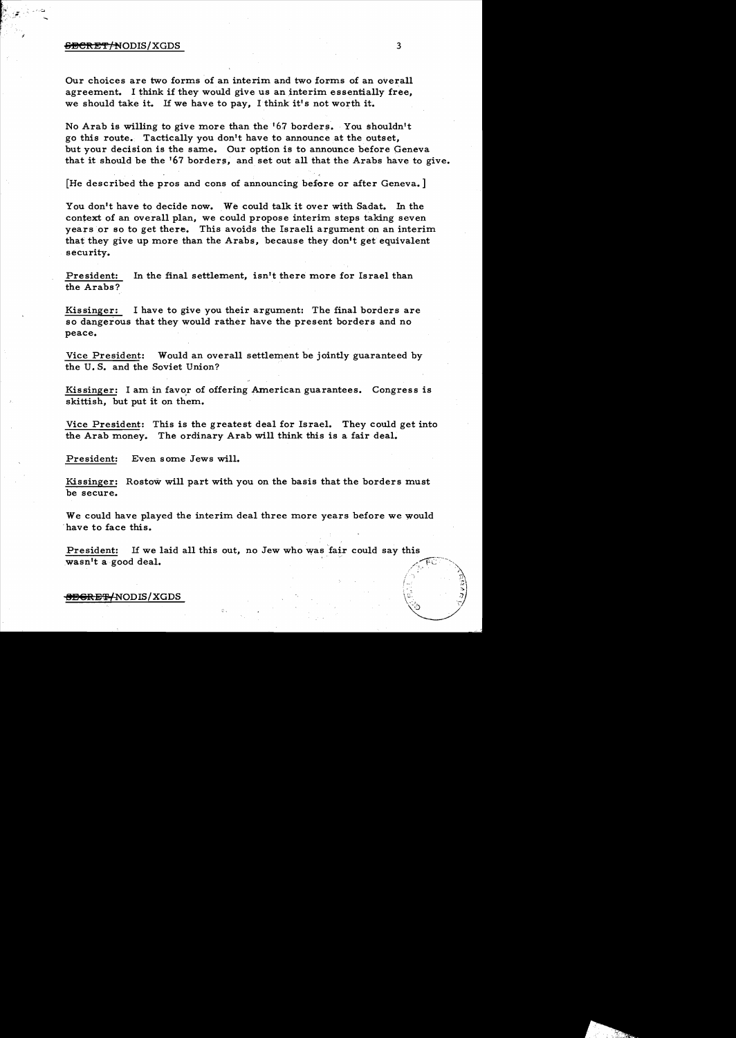Our choices are two forms of an interim and two forms of an overall agreement. I think if they would give us an interim essentially free, we should take it. If we have to pay, I think it's not worth it.

No Arab is willing to give more than the '67 borders. You shouldn't go this route. Tactically you don't have to announce at the outset, but your decision is the same. Our option is to announce before Geneva that it should be the '67 borders, and set out all that the Arabs have to give.

[He described the pros and cons of announcing before or after Geneva.]

You don't have to decide now. We could talk it over with Sadat. In the context of an overall plan, we could propose interim steps taking seven years or so to get there. This avoids the Israeli argument on an interim that they give up more than the Arabs, because they don't get equivalent security.

President: In the final settlement, isn't there more for Israel than the Arabs?

Kissinger: I have to give you their argument: The final borders are so dangerous that they would rather have the present borders and no peace.

Vice President: Would an overall settlement be jointly guaranteed by the U.S. and the Soviet Union?

Kissinger: I am in favor of offering American guarantees. Congress is skittish, but put it on them.

Vice President: This is the greatest deal for Israel. They could get into the Arab money. The ordinary Arab will think this is a fair deal.

President: Even some Jews will.

Kissinger: Rostow will part with you on the basis that the borders must be secure.

We could have played the interim deal three more years before we would have to face this.

President: If we laid all this out, no Jew who was fair could say this wasn't a good deal.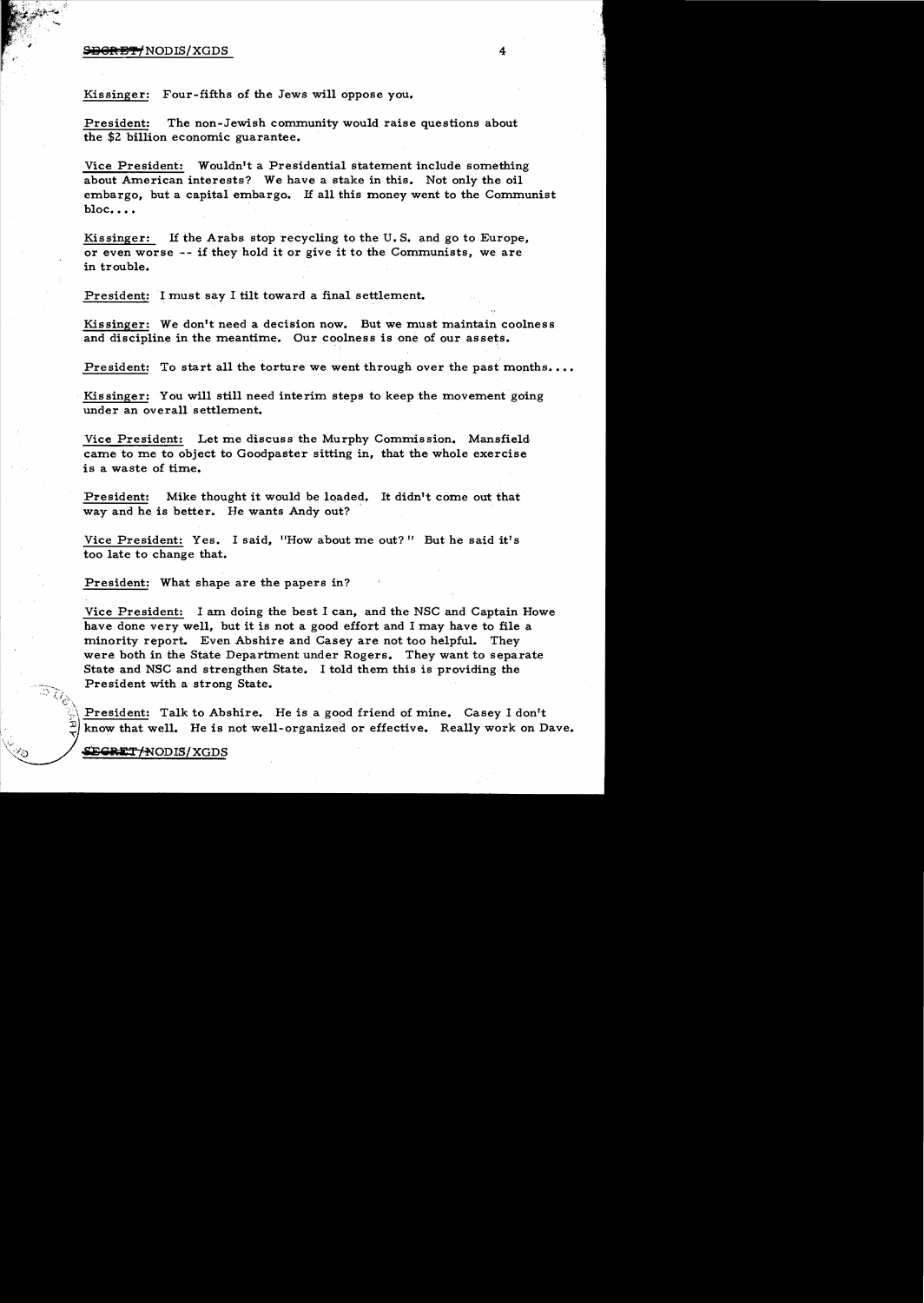Kissinger: Four-fifths of the Jews will oppose you.

President: The non-Jewish community would raise questions about the $2 billion economic guarantee.

Vice President: Wouldn't a Presidential statement include something about American interests? We have a stake in this. Not only the oil embargo, but a capital embargo. If all this money went to the Communist bloc....

Kissinger: If the Arabs stop recycling to the U.S. and go to Europe, or even worse -- if they hold it or give it to the Communists, we are in trouble.

President: I must say I tilt toward a final settlement.

Kissinger: We don't need a decision now. But we must maintain coolness and discipline in the meantime. Our coolness is one of our assets.

President: To start all the torture we went through over the past months....

Kissinger: You will still need interim steps to keep the movement going under an overall settlement.

Vice President: Let me discuss the Murphy Commission. Mansfield came to me to object to Goodpaster sitting in, that the whole exercise is a waste of time.

President: Mike thought it would be loaded. It didn't come out that way and he is better. He wants Andy out?

Vice President: Yes. I said, "How about me out?" But he said it's too late to change that.

President: What shape are the papers in?

Vice President: I am doing the best I can, and the NSC and Captain Howe have done very well, but it is not a good effort and I may have to file a minority report. Even Abshire and Casey are not too helpful. They were both in the State Department under Rogers. They want to separate State and NSC and strengthen State. I told them this is providing the President with a strong State.

President: Talk to Abshire. He is a good friend of mine. Casey I don't know that well. He is not well-organized or effective. Really work on Dave.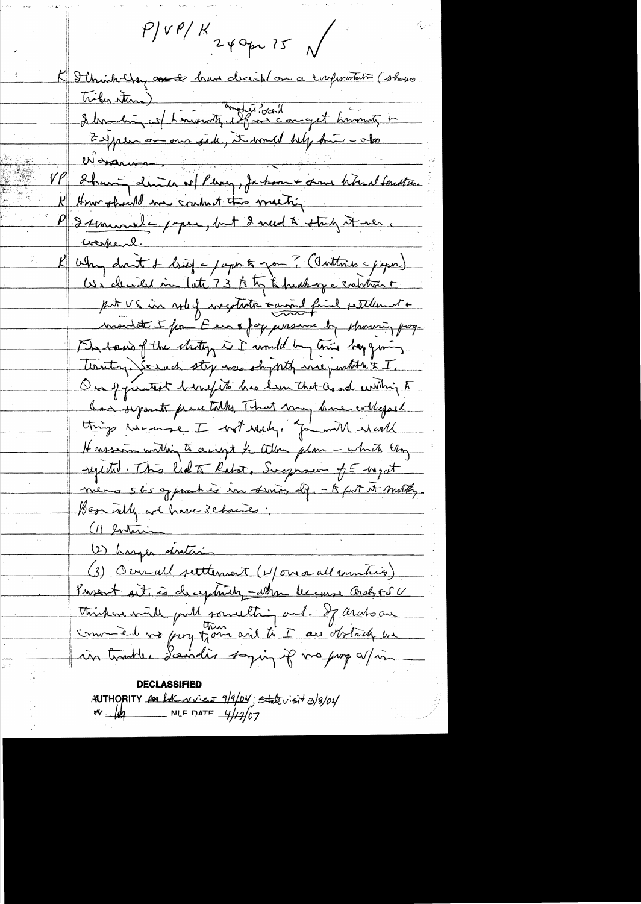P/VP/K 24 Apr 75 ✓

K I think they ~~are~~ have decided on a confrontation (shows tighter stance)

I breakfasting w/ Ismail Fahmi said ~~if~~ if we can get Ismail & Egypt on our side, it would help him - also Waldheim.

VP I having dinner w/ Percy, Javits & some liberal senators.

K How should we conduct this meeting

P I skimmed paper, but I need to study it over weekend.

K Why don't I brief paper to you? (Outlines paper) We decided in late 73 to try to break up coalition & put US in role of negotiator & avoid final settlement & muddle Europe & Japan pressure by showing progress. The basis of the strategy is I would buy time by giving territory. So each step was slightly more important than I. One of greatest benefits has been that Asad unwilling to have separate peace talks. That may have collapsed things because I not ready. You will recall the mission willing to accept the Allon plan - which they rejected. This led to Rabat. Suspension of E may get ~~more~~ SU approach in Geneva etc. - to put it mildly. Basically we have 3 choices:

(1) Interim

(2) Larger interim

(3) Overall settlement (w/ overall countries) Present sit. is deceptively calm because Arabs & SU think we will pull something out. If Arabs are convinced no prog then, and to I we obstacle we in trouble. Sadat is saying if no prog w/in

DECLASSIFIED
AUTHORITY per [illegible] review 9/9/04; state visit 3/8/04
BY [illegible] NLF DATE 4/13/07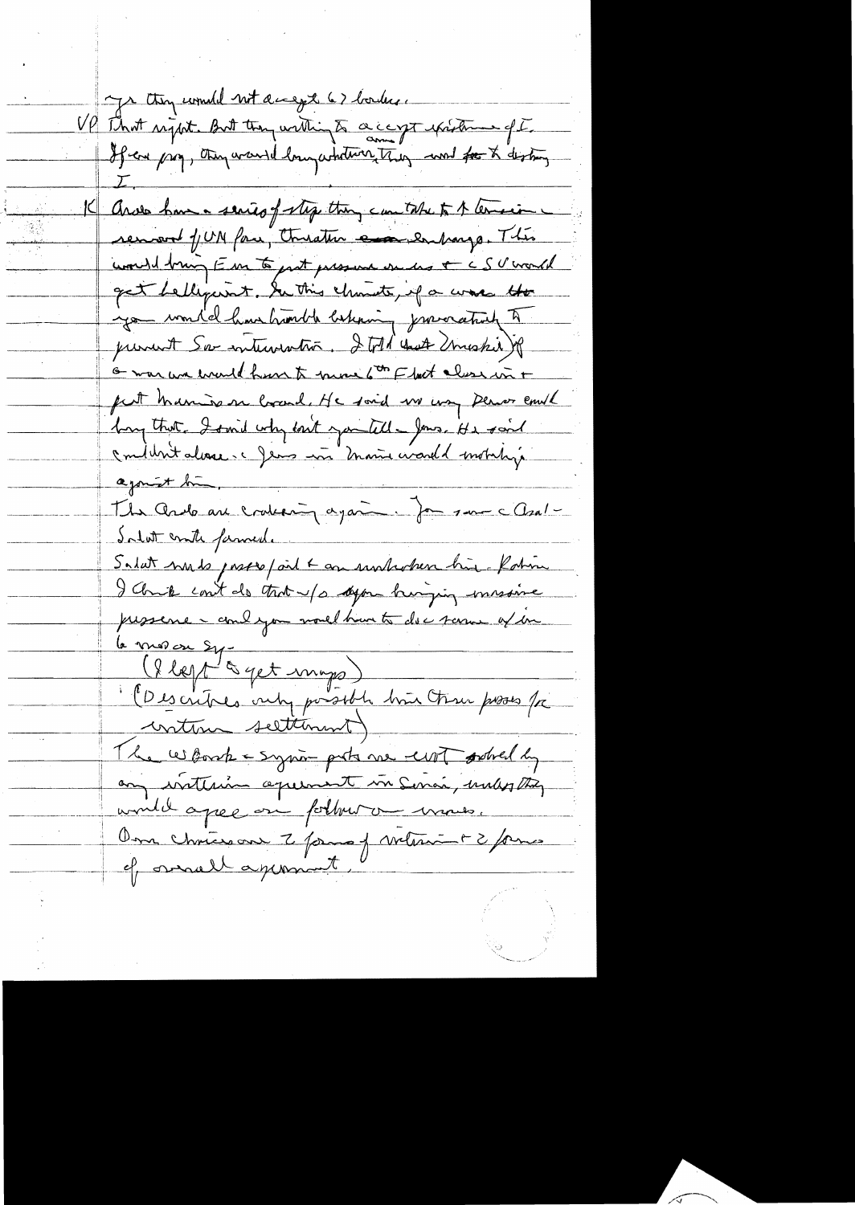– so they would not accept '67 borders.

VP That's right. But they are willing to accept existence of I. If we pay, they would buy whatever they could fo to destroy I.

K Arabs have a series of steps they can take to threaten – removal of UN force, threaten an embargo. This would bring Em to put pressure on us & USSR would get belligerent. In this climate, if a war [broke out] you would have trouble keeping provocation to prevent Sov intervention. I told that [to] Dinitz. If a war we would have to move 6th Fleet close in & put Marines on board. He said no way Dems could buy that. I said why don't you tell Jews. He said couldn't alone. Jews in Marines would mobilize against him.

The Arabs are cracking again. You saw the Asad-Sadat contacts formed.

Sadat needs process/aid & an understanding – Rabin I think can't do that w/o again bringing massive pressure – and you would have to do same as in the move on Syria.

(I left to get maps)

(Describes only possible line then possible for interim settlement)

The W Bank – Syrian parts are not solved by any interim agreement in Sinai, unless they would agree on follow-on moves.

Our choices are 2 forms of interim & 2 forms of overall agreement.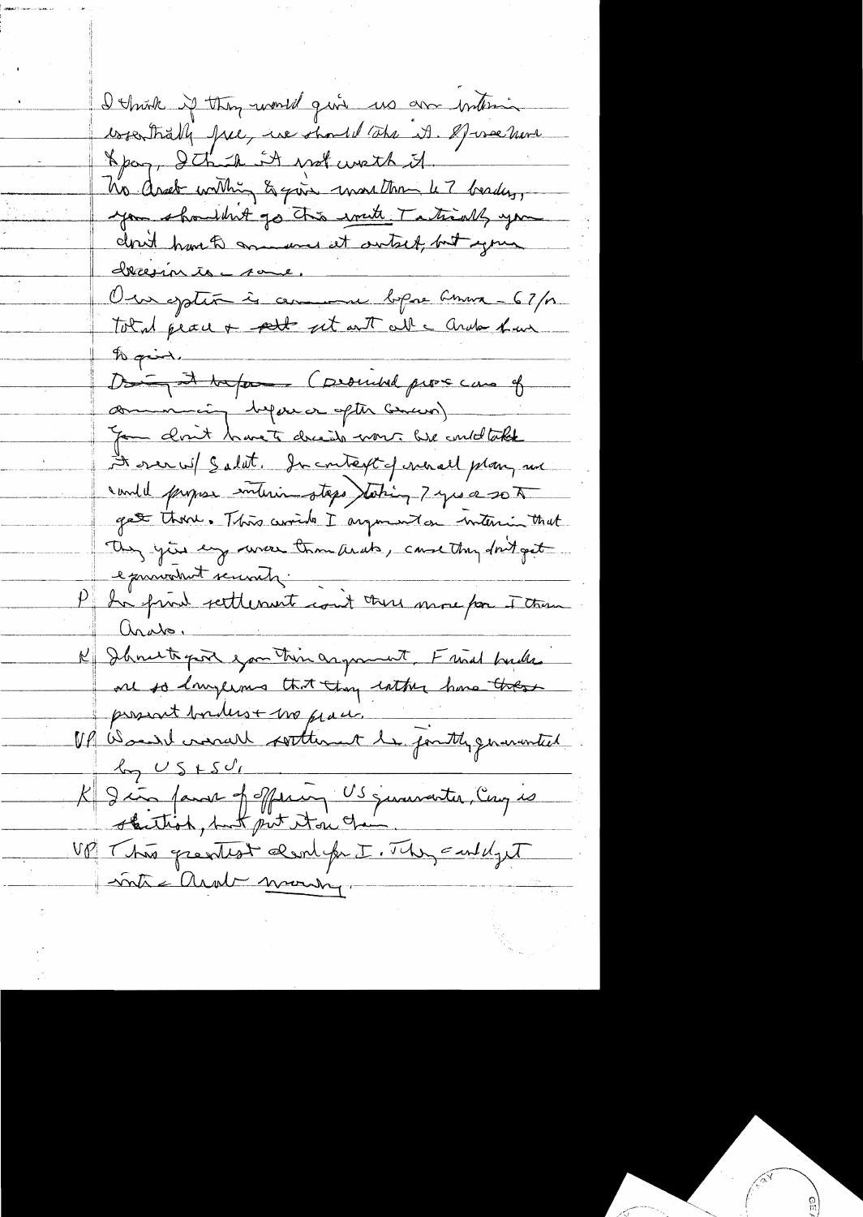I think if they would give us an interim essentially free, we should take it. If we have to pay, I think it not worth it.

No Arab willing to give more than 67 borders, you shouldn't go this route. Tactically you don't have to announce at outset, but your decision is same.

Our option is announce before Geneva — 67/or total peace + settlement all Arabs have to give.

Doing it before (Discussed pros & cons of announcing before or after Geneva)

You don't have to decide now. We could take it over w/ Sadat. In context of overall plan, we could propose interim steps, taking 7 yrs or so to get there. This avoids I argument on interim that they give up more than Arabs, cause they don't get equivalent security.

P In final settlement isn't there more for I than Arabs.

K I hate to put you this argument. Final borders are so dangerous that they rather have these present borders + no peace.

VP Would overall settlement be jointly guaranteed by US + SU?

K I'm in favor of offering US guarantee, Cong is skittish, but put it on them.

VP This greatest deal for I. They could get into Arab money.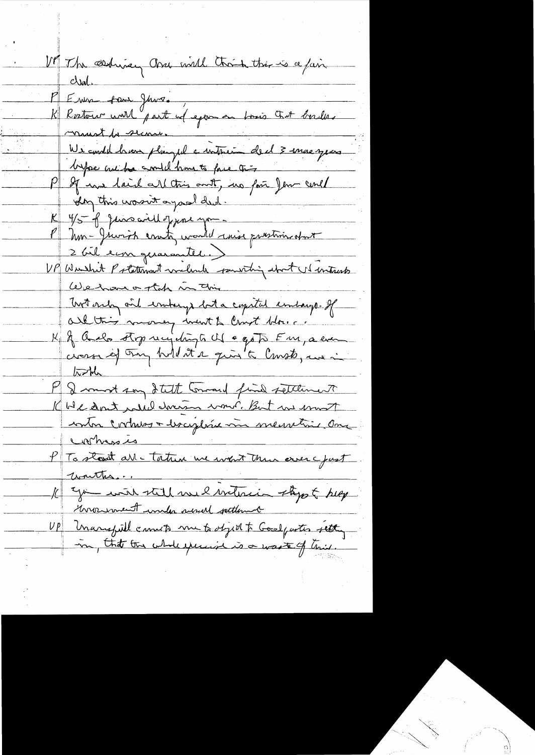VP The ordinary Arab will think this is a fair deal.

P Even some Jews.

K Restoration of part of Egypt on basis that borders must be secure.

We could have played a interim deal 3 more years before we would have to face this

P If we laid all this out, no fair Jew could say this wasn't a good deal.

K 4/5 of Jews will oppose you.

P Non-Jewish country would raise question about 2 bil – a guarantee.)

VP Wouldn't P statement include something about US interests

We have a stake in this

Not only oil embargo but a capital embargo. If all this money went to Communist bloc...

K If Arabs stop neg. US & go to E.M., a even worse if they hold out & go to Comm, we in trouble

P I must say I still [toward] find settlement

K We don't need decision now. But we must enter confrontation & discipline in meantime. Our weakness is

P To start all – talks we want them over – just words..

K You will still need interim steps to keep movement under overall settlement

VP Mansfield came to me to object to Goldwater letting in, that the whole exercise is a waste of time.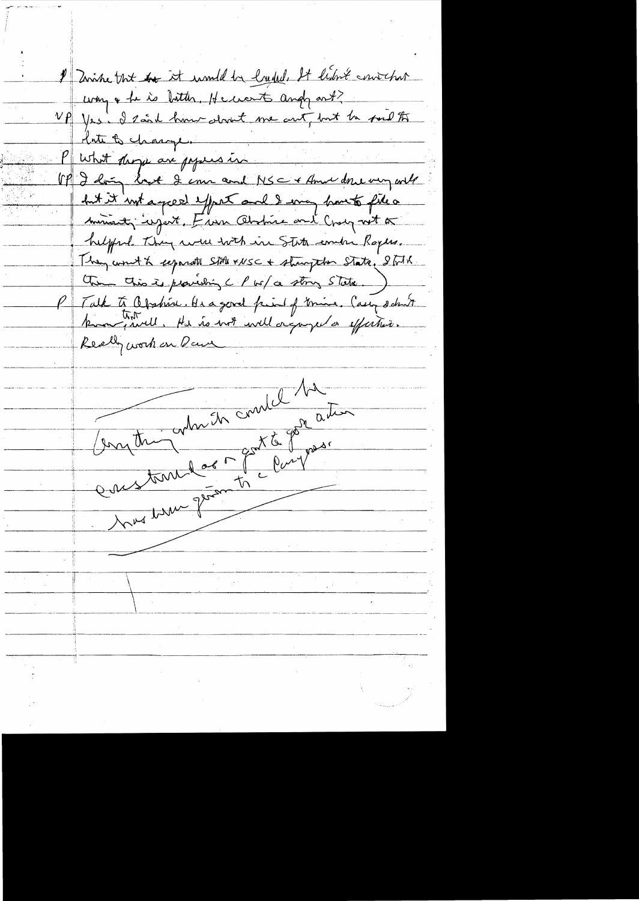P Make that ~~so~~ it would be leaked. It didn't come that way & he is bitter. He wants angry out?

VP Yes. I said know about me out, but he said too late to change.

P What things are papers in

VP I doing best I can and NSC + Amb done very well but it not a good effort and I may have to file a minority report. Even Abshire and Casey not so helpful. They were both in State under Rogers. They want to separate State & NSC + strengthen State. I think (Then this is providing C P w/a strong State.)

P Talk to Abshire. He a good friend of mine. Casey I don't know that well. He is not well organized or effective. Really work on Dave

Anything which could be construed as an action has been given to the Congress.